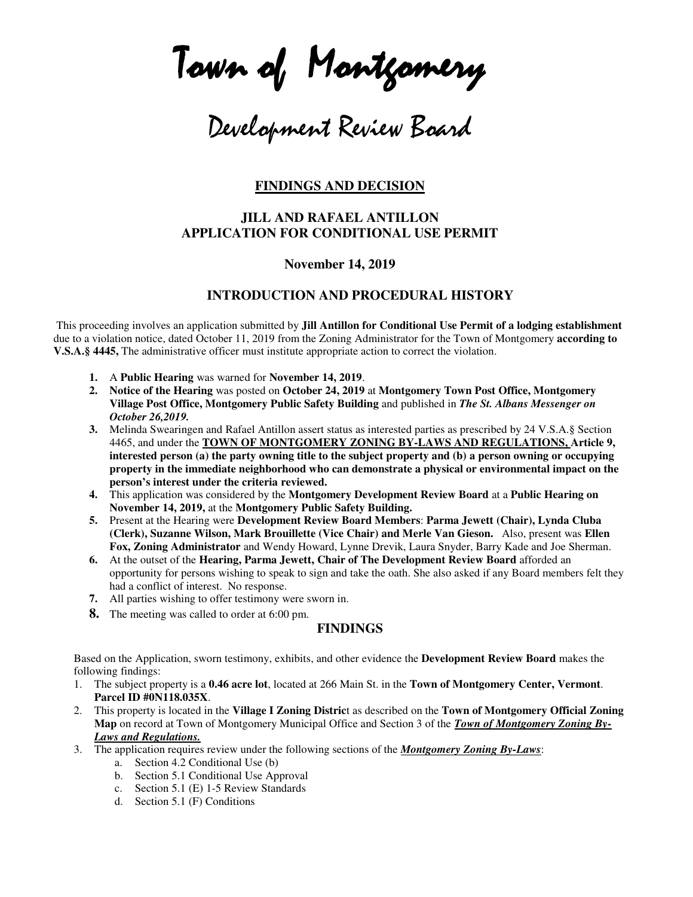# Town of Montgomery

# Development Review Board

## FINDINGS AND DECISION

### JILL AND RAFAEL ANTILLON
### APPLICATION FOR CONDITIONAL USE PERMIT

**November 14, 2019**

## INTRODUCTION AND PROCEDURAL HISTORY

This proceeding involves an application submitted by **Jill Antillon for Conditional Use Permit of a lodging establishment** due to a violation notice, dated October 11, 2019 from the Zoning Administrator for the Town of Montgomery **according to V.S.A.§ 4445,** The administrative officer must institute appropriate action to correct the violation.

1. A **Public Hearing** was warned for **November 14, 2019**.
2. **Notice of the Hearing** was posted on **October 24, 2019** at **Montgomery Town Post Office, Montgomery Village Post Office, Montgomery Public Safety Building** and published in ***The St. Albans Messenger on October 26,2019.***
3. Melinda Swearingen and Rafael Antillon assert status as interested parties as prescribed by 24 V.S.A.§ Section 4465, and under the **TOWN OF MONTGOMERY ZONING BY-LAWS AND REGULATIONS, Article 9, interested person (a) the party owning title to the subject property and (b) a person owning or occupying property in the immediate neighborhood who can demonstrate a physical or environmental impact on the person's interest under the criteria reviewed.**
4. This application was considered by the **Montgomery Development Review Board** at a **Public Hearing on November 14, 2019,** at the **Montgomery Public Safety Building.**
5. Present at the Hearing were **Development Review Board Members**: **Parma Jewett (Chair), Lynda Cluba (Clerk), Suzanne Wilson, Mark Brouillette (Vice Chair) and Merle Van Gieson.** Also, present was **Ellen Fox, Zoning Administrator** and Wendy Howard, Lynne Drevik, Laura Snyder, Barry Kade and Joe Sherman.
6. At the outset of the **Hearing, Parma Jewett, Chair of The Development Review Board** afforded an opportunity for persons wishing to speak to sign and take the oath. She also asked if any Board members felt they had a conflict of interest. No response.
7. All parties wishing to offer testimony were sworn in.
8. The meeting was called to order at 6:00 pm.

## FINDINGS

Based on the Application, sworn testimony, exhibits, and other evidence the **Development Review Board** makes the following findings:

1. The subject property is a **0.46 acre lot**, located at 266 Main St. in the **Town of Montgomery Center, Vermont**. **Parcel ID #0N118.035X**.
2. This property is located in the **Village I Zoning District** as described on the **Town of Montgomery Official Zoning Map** on record at Town of Montgomery Municipal Office and Section 3 of the ***Town of Montgomery Zoning By-Laws and Regulations.***
3. The application requires review under the following sections of the ***Montgomery Zoning By-Laws***:
   a. Section 4.2 Conditional Use (b)
   b. Section 5.1 Conditional Use Approval
   c. Section 5.1 (E) 1-5 Review Standards
   d. Section 5.1 (F) Conditions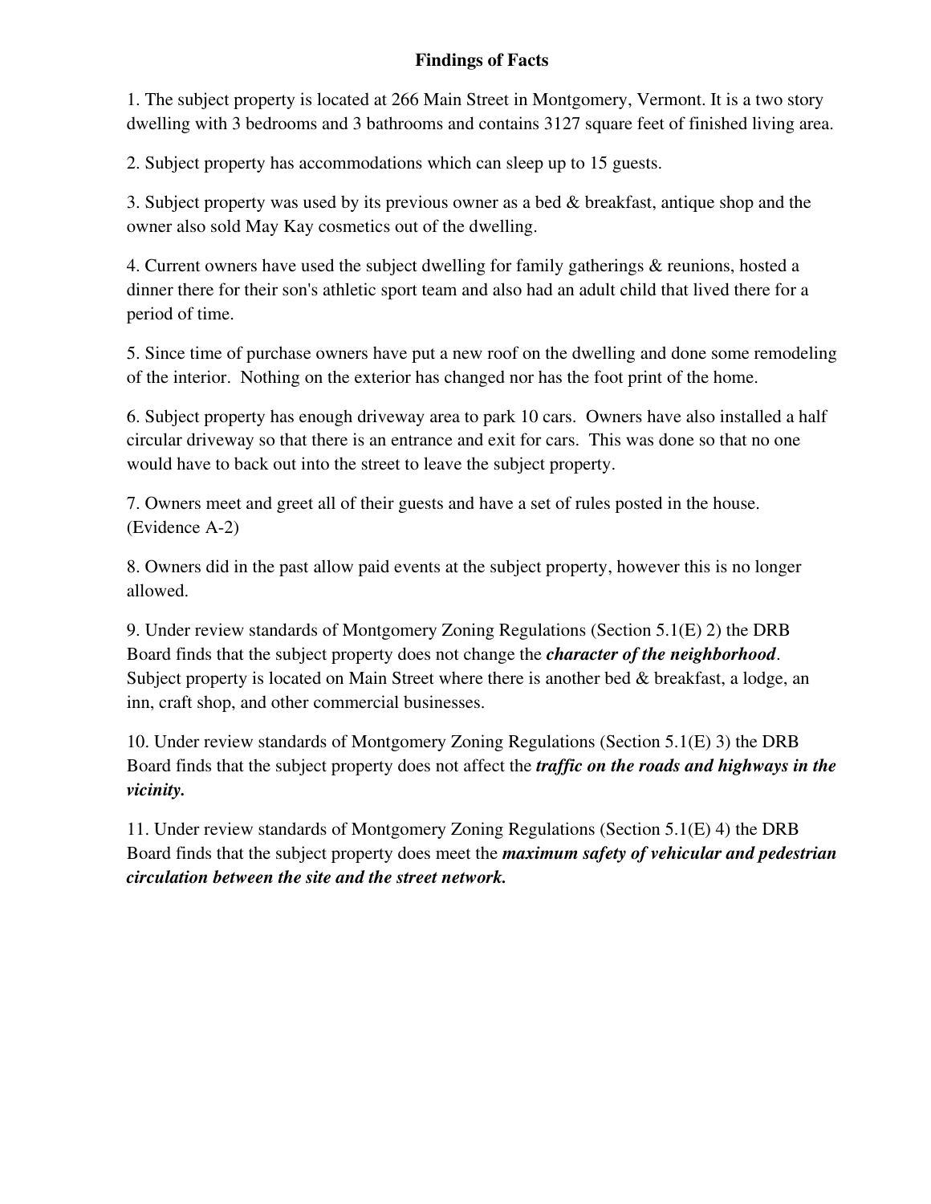**Findings of Facts**

1. The subject property is located at 266 Main Street in Montgomery, Vermont. It is a two story dwelling with 3 bedrooms and 3 bathrooms and contains 3127 square feet of finished living area.

2. Subject property has accommodations which can sleep up to 15 guests.

3. Subject property was used by its previous owner as a bed & breakfast, antique shop and the owner also sold May Kay cosmetics out of the dwelling.

4. Current owners have used the subject dwelling for family gatherings & reunions, hosted a dinner there for their son's athletic sport team and also had an adult child that lived there for a period of time.

5. Since time of purchase owners have put a new roof on the dwelling and done some remodeling of the interior. Nothing on the exterior has changed nor has the foot print of the home.

6. Subject property has enough driveway area to park 10 cars. Owners have also installed a half circular driveway so that there is an entrance and exit for cars. This was done so that no one would have to back out into the street to leave the subject property.

7. Owners meet and greet all of their guests and have a set of rules posted in the house. (Evidence A-2)

8. Owners did in the past allow paid events at the subject property, however this is no longer allowed.

9. Under review standards of Montgomery Zoning Regulations (Section 5.1(E) 2) the DRB Board finds that the subject property does not change the ***character of the neighborhood***. Subject property is located on Main Street where there is another bed & breakfast, a lodge, an inn, craft shop, and other commercial businesses.

10. Under review standards of Montgomery Zoning Regulations (Section 5.1(E) 3) the DRB Board finds that the subject property does not affect the ***traffic on the roads and highways in the vicinity.***

11. Under review standards of Montgomery Zoning Regulations (Section 5.1(E) 4) the DRB Board finds that the subject property does meet the ***maximum safety of vehicular and pedestrian circulation between the site and the street network.***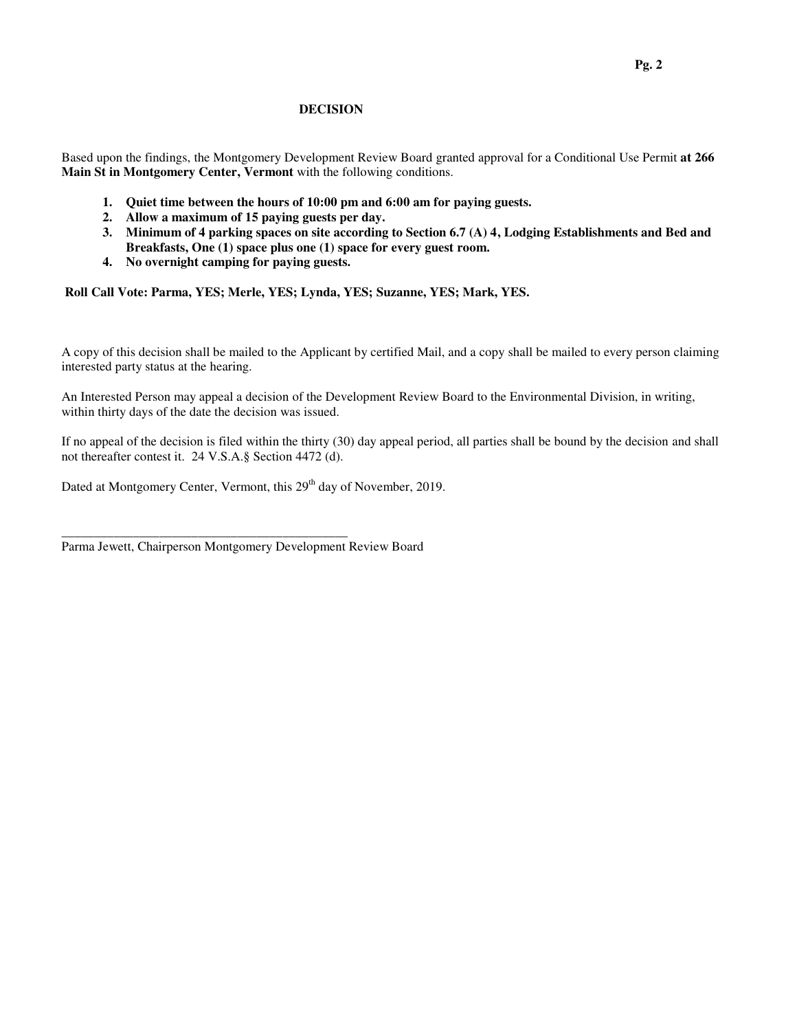## DECISION

Based upon the findings, the Montgomery Development Review Board granted approval for a Conditional Use Permit **at 266 Main St in Montgomery Center, Vermont** with the following conditions.

1. **Quiet time between the hours of 10:00 pm and 6:00 am for paying guests.**
2. **Allow a maximum of 15 paying guests per day.**
3. **Minimum of 4 parking spaces on site according to Section 6.7 (A) 4, Lodging Establishments and Bed and Breakfasts, One (1) space plus one (1) space for every guest room.**
4. **No overnight camping for paying guests.**

**Roll Call Vote: Parma, YES; Merle, YES; Lynda, YES; Suzanne, YES; Mark, YES.**

A copy of this decision shall be mailed to the Applicant by certified Mail, and a copy shall be mailed to every person claiming interested party status at the hearing.

An Interested Person may appeal a decision of the Development Review Board to the Environmental Division, in writing, within thirty days of the date the decision was issued.

If no appeal of the decision is filed within the thirty (30) day appeal period, all parties shall be bound by the decision and shall not thereafter contest it. 24 V.S.A.§ Section 4472 (d).

Dated at Montgomery Center, Vermont, this 29th day of November, 2019.

_____________________________________________

Parma Jewett, Chairperson Montgomery Development Review Board